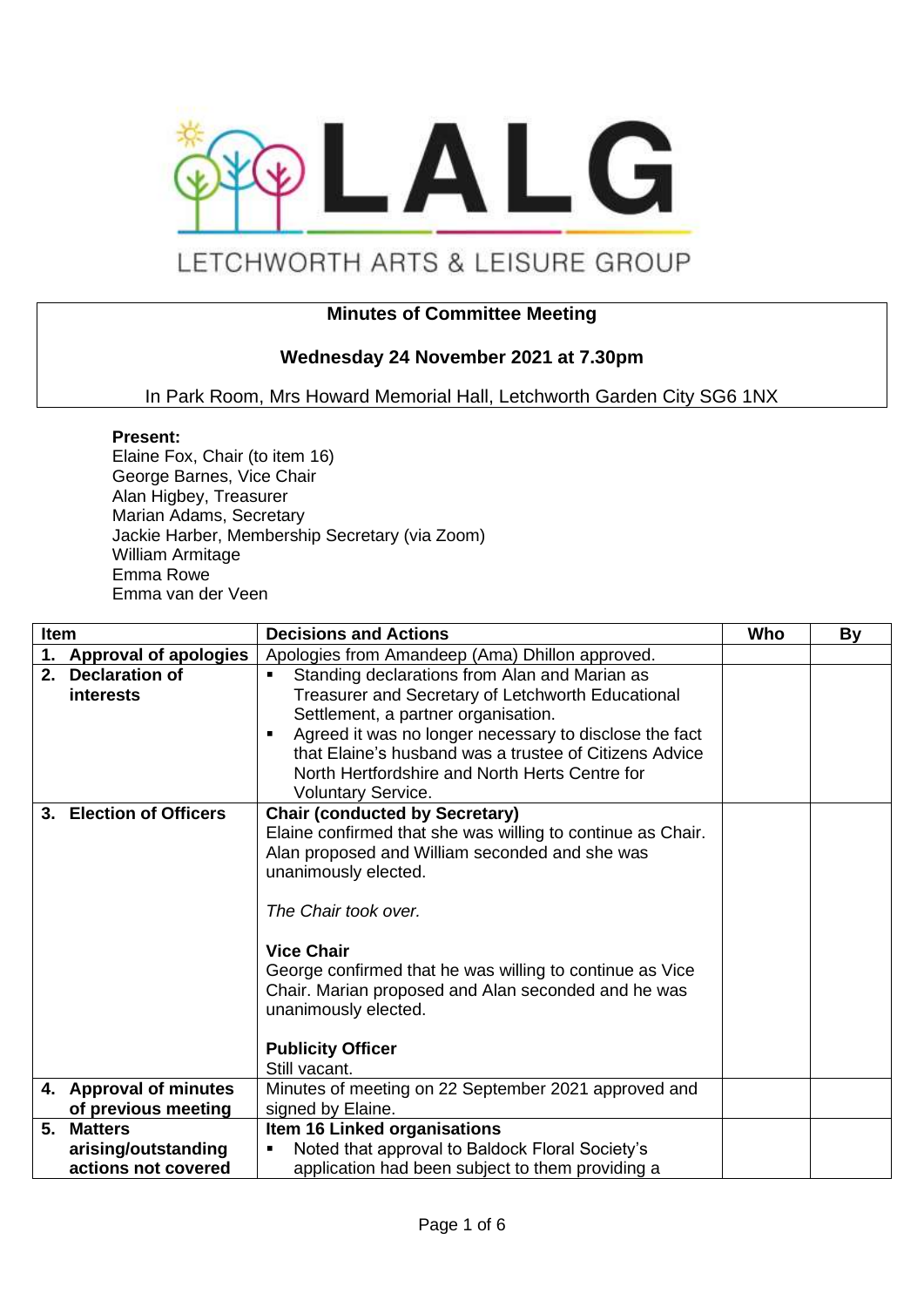# LALG

LETCHWORTH ARTS & LEISURE GROUP

**Minutes of Committee Meeting**

**Wednesday 24 November 2021 at 7.30pm**

In Park Room, Mrs Howard Memorial Hall, Letchworth Garden City SG6 1NX

**Present:**
Elaine Fox, Chair (to item 16)
George Barnes, Vice Chair
Alan Higbey, Treasurer
Marian Adams, Secretary
Jackie Harber, Membership Secretary (via Zoom)
William Armitage
Emma Rowe
Emma van der Veen

| Item | Decisions and Actions | Who | By |
|---|---|---|---|
| **1. Approval of apologies** | Apologies from Amandeep (Ama) Dhillon approved. | | |
| **2. Declaration of interests** | ▪ Standing declarations from Alan and Marian as Treasurer and Secretary of Letchworth Educational Settlement, a partner organisation.<br>▪ Agreed it was no longer necessary to disclose the fact that Elaine's husband was a trustee of Citizens Advice North Hertfordshire and North Herts Centre for Voluntary Service. | | |
| **3. Election of Officers** | **Chair (conducted by Secretary)**<br>Elaine confirmed that she was willing to continue as Chair. Alan proposed and William seconded and she was unanimously elected.<br><br>*The Chair took over.*<br><br>**Vice Chair**<br>George confirmed that he was willing to continue as Vice Chair. Marian proposed and Alan seconded and he was unanimously elected.<br><br>**Publicity Officer**<br>Still vacant. | | |
| **4. Approval of minutes of previous meeting** | Minutes of meeting on 22 September 2021 approved and signed by Elaine. | | |
| **5. Matters arising/outstanding actions not covered** | **Item 16 Linked organisations**<br>▪ Noted that approval to Baldock Floral Society's application had been subject to them providing a | | |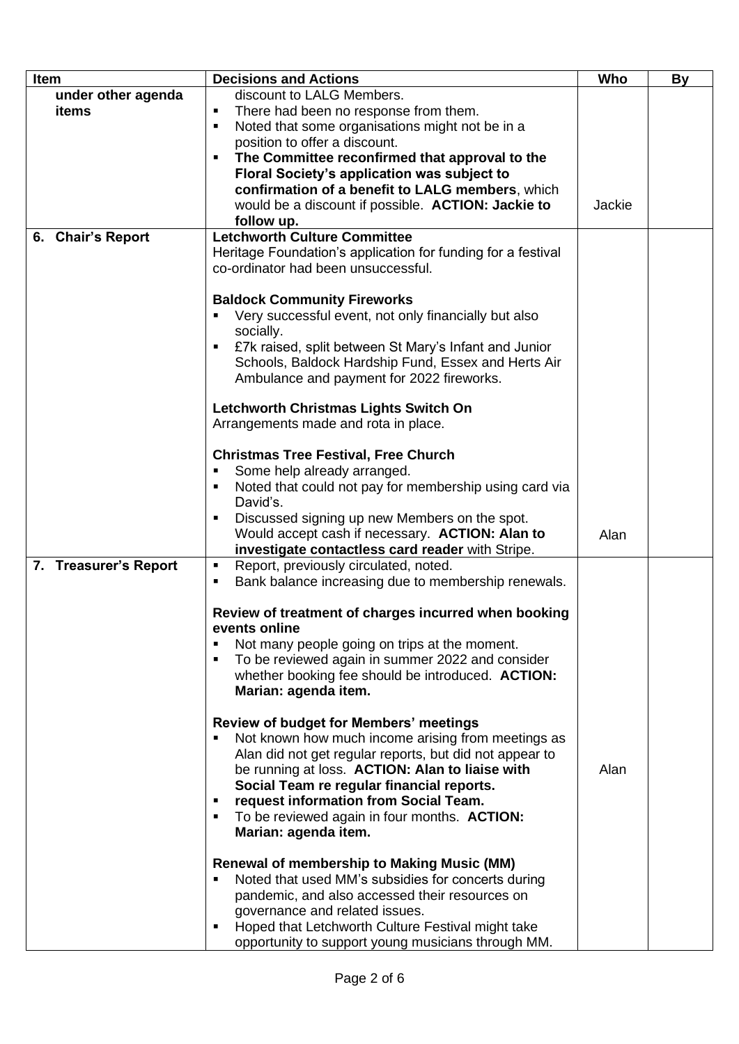| Item | Decisions and Actions | Who | By |
|---|---|---|---|
| **under other agenda items** | discount to LALG Members.<br>▪ There had been no response from them.<br>▪ Noted that some organisations might not be in a position to offer a discount.<br>▪ **The Committee reconfirmed that approval to the Floral Society's application was subject to confirmation of a benefit to LALG members**, which would be a discount if possible. **ACTION: Jackie to follow up.** | Jackie | |
| **6. Chair's Report** | **Letchworth Culture Committee**<br>Heritage Foundation's application for funding for a festival co-ordinator had been unsuccessful.<br><br>**Baldock Community Fireworks**<br>▪ Very successful event, not only financially but also socially.<br>▪ £7k raised, split between St Mary's Infant and Junior Schools, Baldock Hardship Fund, Essex and Herts Air Ambulance and payment for 2022 fireworks.<br><br>**Letchworth Christmas Lights Switch On**<br>Arrangements made and rota in place.<br><br>**Christmas Tree Festival, Free Church**<br>▪ Some help already arranged.<br>▪ Noted that could not pay for membership using card via David's.<br>▪ Discussed signing up new Members on the spot. Would accept cash if necessary. **ACTION: Alan to investigate contactless card reader** with Stripe. | Alan | |
| **7. Treasurer's Report** | ▪ Report, previously circulated, noted.<br>▪ Bank balance increasing due to membership renewals.<br><br>**Review of treatment of charges incurred when booking events online**<br>▪ Not many people going on trips at the moment.<br>▪ To be reviewed again in summer 2022 and consider whether booking fee should be introduced. **ACTION: Marian: agenda item.**<br><br>**Review of budget for Members' meetings**<br>▪ Not known how much income arising from meetings as Alan did not get regular reports, but did not appear to be running at loss. **ACTION: Alan to liaise with Social Team re regular financial reports.**<br>▪ **request information from Social Team.**<br>▪ To be reviewed again in four months. **ACTION: Marian: agenda item.**<br><br>**Renewal of membership to Making Music (MM)**<br>▪ Noted that used MM's subsidies for concerts during pandemic, and also accessed their resources on governance and related issues.<br>▪ Hoped that Letchworth Culture Festival might take opportunity to support young musicians through MM. | Alan | |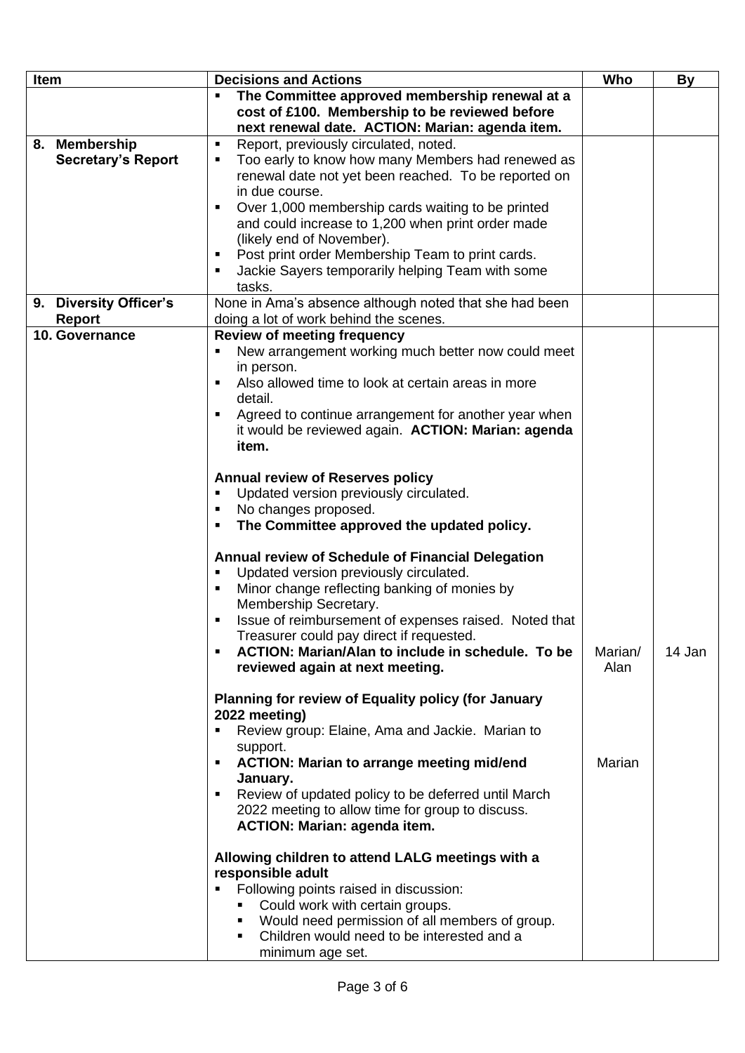| Item | Decisions and Actions | Who | By |
|---|---|---|---|
| | ▪ **The Committee approved membership renewal at a cost of £100. Membership to be reviewed before next renewal date. ACTION: Marian: agenda item.** | | |
| **8. Membership Secretary's Report** | ▪ Report, previously circulated, noted.<br>▪ Too early to know how many Members had renewed as renewal date not yet been reached. To be reported on in due course.<br>▪ Over 1,000 membership cards waiting to be printed and could increase to 1,200 when print order made (likely end of November).<br>▪ Post print order Membership Team to print cards.<br>▪ Jackie Sayers temporarily helping Team with some tasks. | | |
| **9. Diversity Officer's Report** | None in Ama's absence although noted that she had been doing a lot of work behind the scenes. | | |
| **10. Governance** | **Review of meeting frequency**<br>▪ New arrangement working much better now could meet in person.<br>▪ Also allowed time to look at certain areas in more detail.<br>▪ Agreed to continue arrangement for another year when it would be reviewed again. **ACTION: Marian: agenda item.**<br><br>**Annual review of Reserves policy**<br>▪ Updated version previously circulated.<br>▪ No changes proposed.<br>▪ **The Committee approved the updated policy.**<br><br>**Annual review of Schedule of Financial Delegation**<br>▪ Updated version previously circulated.<br>▪ Minor change reflecting banking of monies by Membership Secretary.<br>▪ Issue of reimbursement of expenses raised. Noted that Treasurer could pay direct if requested.<br>▪ **ACTION: Marian/Alan to include in schedule. To be reviewed again at next meeting.**<br><br>**Planning for review of Equality policy (for January 2022 meeting)**<br>▪ Review group: Elaine, Ama and Jackie. Marian to support.<br>▪ **ACTION: Marian to arrange meeting mid/end January.**<br>▪ Review of updated policy to be deferred until March 2022 meeting to allow time for group to discuss. **ACTION: Marian: agenda item.**<br><br>**Allowing children to attend LALG meetings with a responsible adult**<br>▪ Following points raised in discussion:<br>&nbsp;&nbsp;▪ Could work with certain groups.<br>&nbsp;&nbsp;▪ Would need permission of all members of group.<br>&nbsp;&nbsp;▪ Children would need to be interested and a minimum age set. | Marian/ Alan<br><br>Marian | 14 Jan |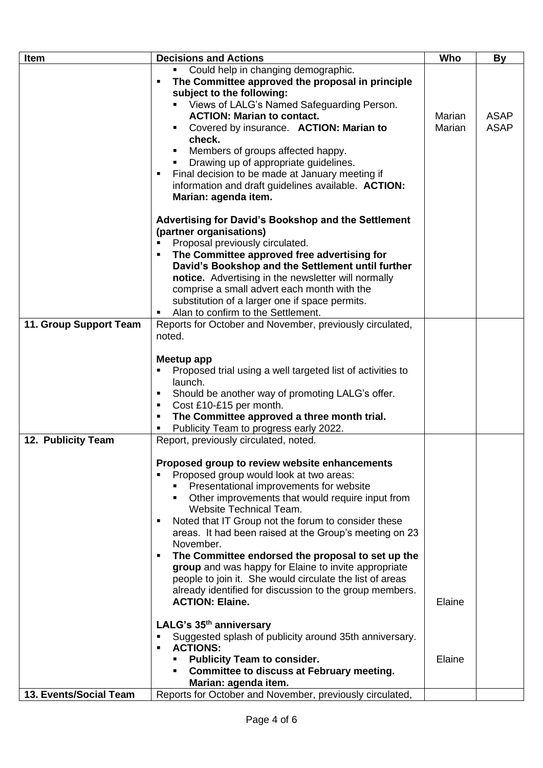| Item | Decisions and Actions | Who | By |
|---|---|---|---|
| | ▪ Could help in changing demographic.<br>▪ **The Committee approved the proposal in principle subject to the following:**<br>▪ Views of LALG's Named Safeguarding Person. **ACTION: Marian to contact.**<br>▪ Covered by insurance. **ACTION: Marian to check.**<br>▪ Members of groups affected happy.<br>▪ Drawing up of appropriate guidelines.<br>▪ Final decision to be made at January meeting if information and draft guidelines available. **ACTION: Marian: agenda item.**<br><br>**Advertising for David's Bookshop and the Settlement (partner organisations)**<br>▪ Proposal previously circulated.<br>▪ **The Committee approved free advertising for David's Bookshop and the Settlement until further notice.** Advertising in the newsletter will normally comprise a small advert each month with the substitution of a larger one if space permits.<br>▪ Alan to confirm to the Settlement. | Marian<br>Marian | ASAP<br>ASAP |
| **11. Group Support Team** | Reports for October and November, previously circulated, noted.<br><br>**Meetup app**<br>▪ Proposed trial using a well targeted list of activities to launch.<br>▪ Should be another way of promoting LALG's offer.<br>▪ Cost £10-£15 per month.<br>▪ **The Committee approved a three month trial.**<br>▪ Publicity Team to progress early 2022. | | |
| **12. Publicity Team** | Report, previously circulated, noted.<br><br>**Proposed group to review website enhancements**<br>▪ Proposed group would look at two areas:<br>▪ Presentational improvements for website<br>▪ Other improvements that would require input from Website Technical Team.<br>▪ Noted that IT Group not the forum to consider these areas. It had been raised at the Group's meeting on 23 November.<br>▪ **The Committee endorsed the proposal to set up the group** and was happy for Elaine to invite appropriate people to join it. She would circulate the list of areas already identified for discussion to the group members. **ACTION: Elaine.**<br><br>**LALG's 35th anniversary**<br>▪ Suggested splash of publicity around 35th anniversary.<br>▪ **ACTIONS:**<br>▪ **Publicity Team to consider.**<br>▪ **Committee to discuss at February meeting. Marian: agenda item.** | Elaine<br><br>Elaine | |
| **13. Events/Social Team** | Reports for October and November, previously circulated, | | |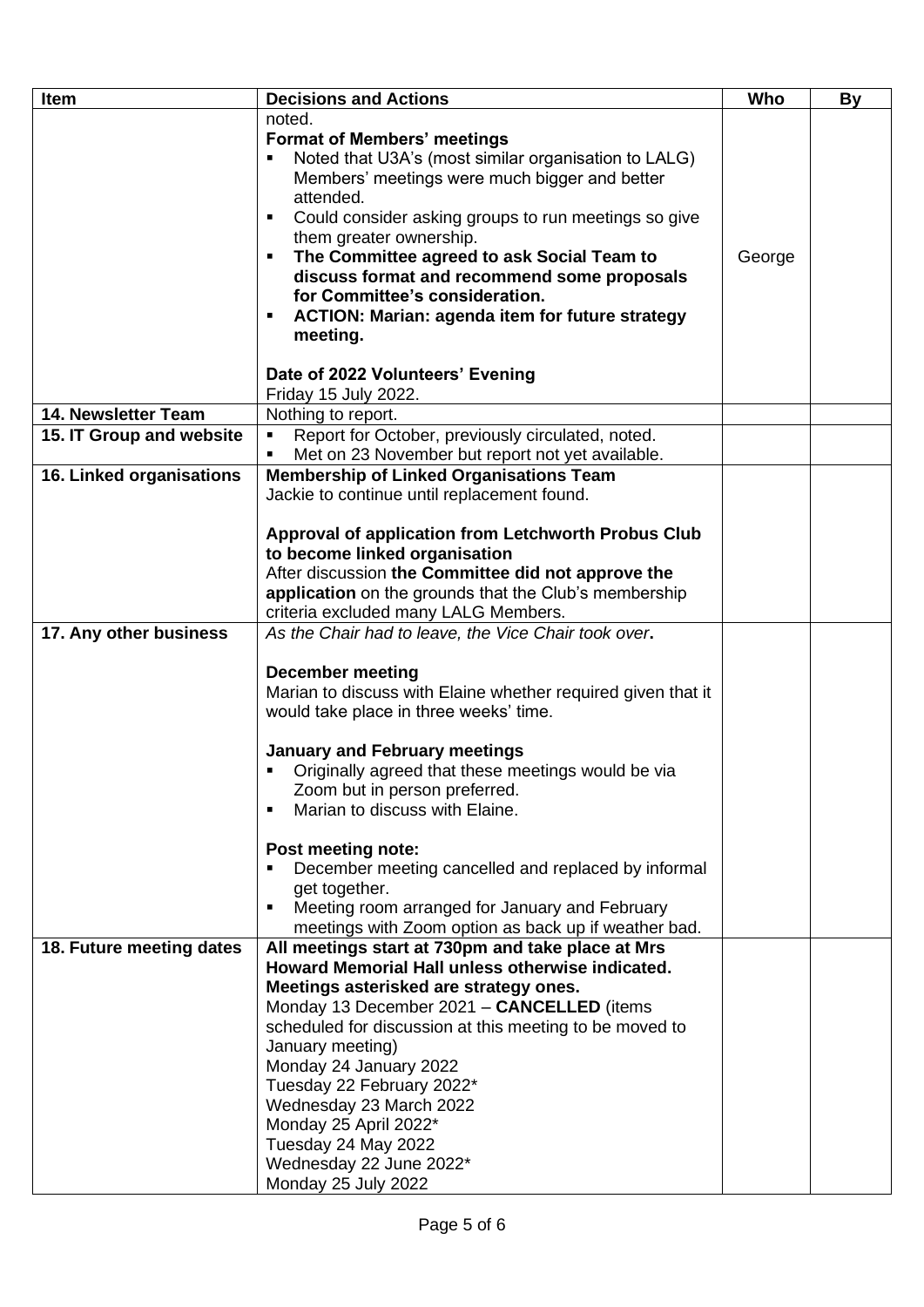| Item | Decisions and Actions | Who | By |
|---|---|---|---|
| | noted.<br>**Format of Members' meetings**<br>▪ Noted that U3A's (most similar organisation to LALG) Members' meetings were much bigger and better attended.<br>▪ Could consider asking groups to run meetings so give them greater ownership.<br>▪ **The Committee agreed to ask Social Team to discuss format and recommend some proposals for Committee's consideration.**<br>▪ **ACTION: Marian: agenda item for future strategy meeting.**<br><br>**Date of 2022 Volunteers' Evening**<br>Friday 15 July 2022. | George | |
| **14. Newsletter Team** | Nothing to report. | | |
| **15. IT Group and website** | ▪ Report for October, previously circulated, noted.<br>▪ Met on 23 November but report not yet available. | | |
| **16. Linked organisations** | **Membership of Linked Organisations Team**<br>Jackie to continue until replacement found.<br><br>**Approval of application from Letchworth Probus Club to become linked organisation**<br>After discussion **the Committee did not approve the application** on the grounds that the Club's membership criteria excluded many LALG Members. | | |
| **17. Any other business** | *As the Chair had to leave, the Vice Chair took over*.<br><br>**December meeting**<br>Marian to discuss with Elaine whether required given that it would take place in three weeks' time.<br><br>**January and February meetings**<br>▪ Originally agreed that these meetings would be via Zoom but in person preferred.<br>▪ Marian to discuss with Elaine.<br><br>**Post meeting note:**<br>▪ December meeting cancelled and replaced by informal get together.<br>▪ Meeting room arranged for January and February meetings with Zoom option as back up if weather bad. | | |
| **18. Future meeting dates** | **All meetings start at 730pm and take place at Mrs Howard Memorial Hall unless otherwise indicated. Meetings asterisked are strategy ones.**<br>Monday 13 December 2021 – **CANCELLED** (items scheduled for discussion at this meeting to be moved to January meeting)<br>Monday 24 January 2022<br>Tuesday 22 February 2022*<br>Wednesday 23 March 2022<br>Monday 25 April 2022*<br>Tuesday 24 May 2022<br>Wednesday 22 June 2022*<br>Monday 25 July 2022 | | |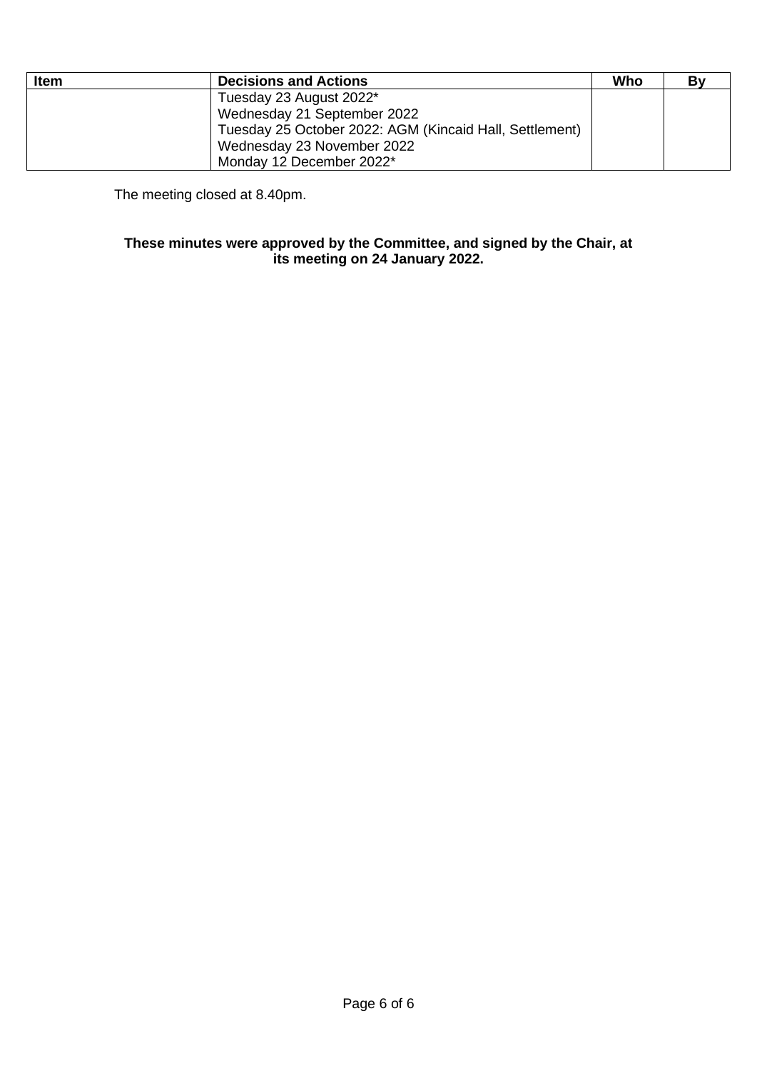| Item | Decisions and Actions | Who | By |
|---|---|---|---|
| | Tuesday 23 August 2022*<br>Wednesday 21 September 2022<br>Tuesday 25 October 2022: AGM (Kincaid Hall, Settlement)<br>Wednesday 23 November 2022<br>Monday 12 December 2022* | | |

The meeting closed at 8.40pm.

**These minutes were approved by the Committee, and signed by the Chair, at its meeting on 24 January 2022.**